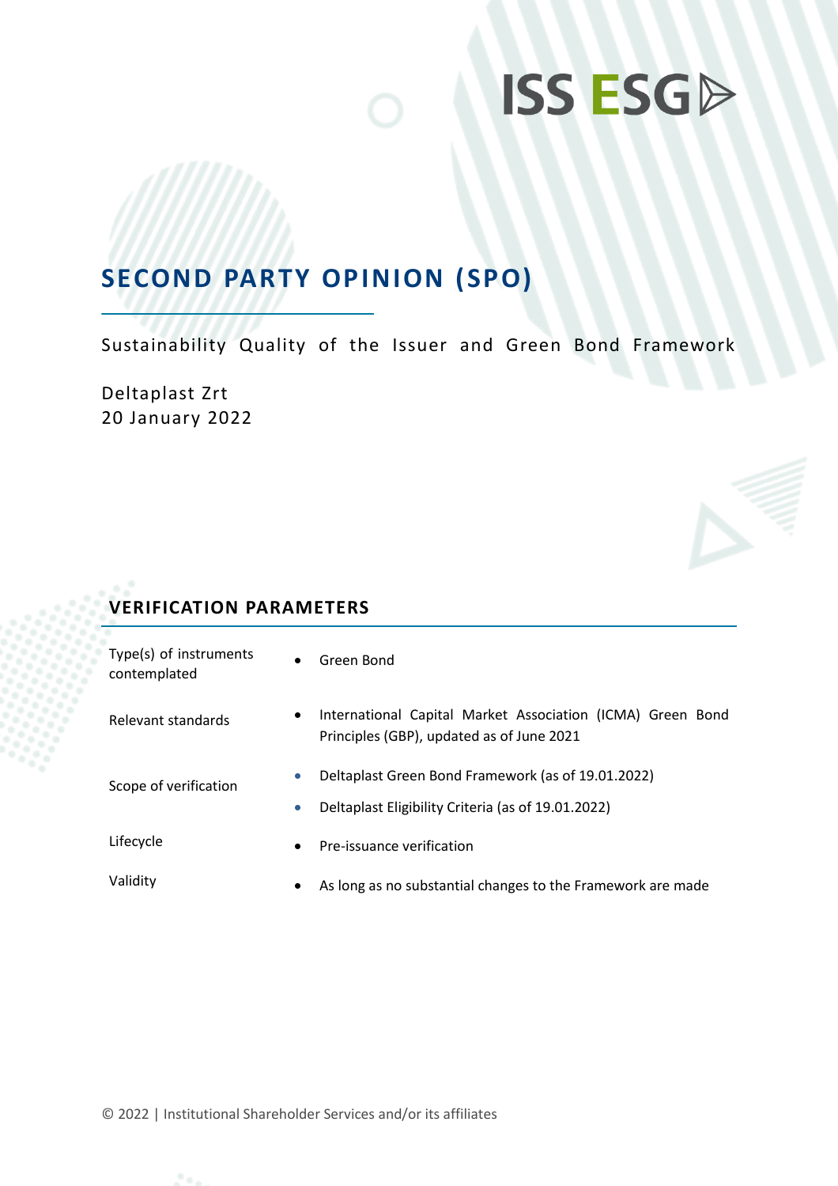ISS ESG

# SECOND PARTY OPINION (SPO)

Sustainability Quality of the Issuer and Green Bond Framework

Deltaplast Zrt
20 January 2022

## VERIFICATION PARAMETERS

| | |
|---|---|
| Type(s) of instruments contemplated | • Green Bond |
| Relevant standards | • International Capital Market Association (ICMA) Green Bond Principles (GBP), updated as of June 2021 |
| Scope of verification | • Deltaplast Green Bond Framework (as of 19.01.2022)<br>• Deltaplast Eligibility Criteria (as of 19.01.2022) |
| Lifecycle | • Pre-issuance verification |
| Validity | • As long as no substantial changes to the Framework are made |

© 2022 | Institutional Shareholder Services and/or its affiliates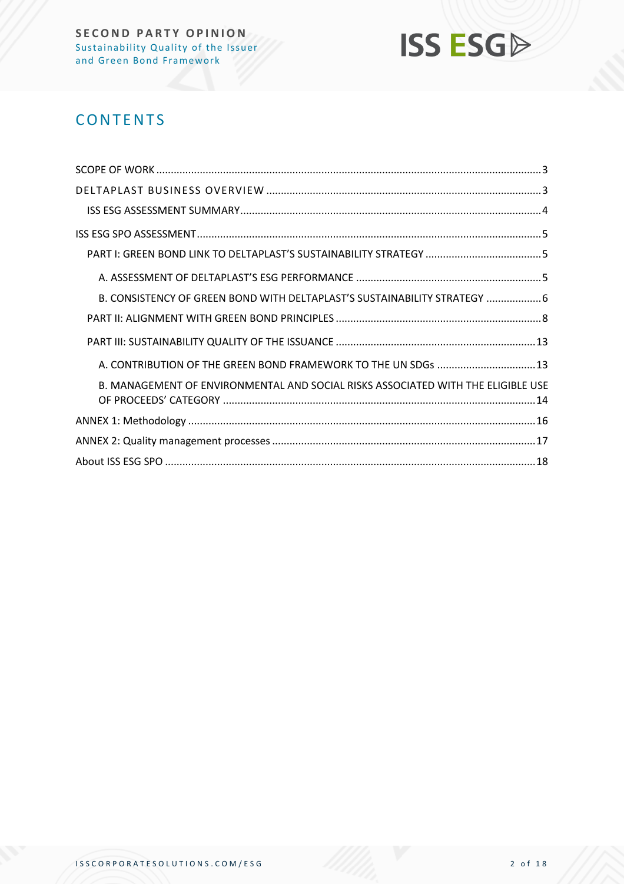# CONTENTS

- SCOPE OF WORK ... 3
- DELTAPLAST BUSINESS OVERVIEW ... 3
  - ISS ESG ASSESSMENT SUMMARY ... 4
- ISS ESG SPO ASSESSMENT ... 5
  - PART I: GREEN BOND LINK TO DELTAPLAST'S SUSTAINABILITY STRATEGY ... 5
    - A. ASSESSMENT OF DELTAPLAST'S ESG PERFORMANCE ... 5
    - B. CONSISTENCY OF GREEN BOND WITH DELTAPLAST'S SUSTAINABILITY STRATEGY ... 6
  - PART II: ALIGNMENT WITH GREEN BOND PRINCIPLES ... 8
  - PART III: SUSTAINABILITY QUALITY OF THE ISSUANCE ... 13
    - A. CONTRIBUTION OF THE GREEN BOND FRAMEWORK TO THE UN SDGs ... 13
    - B. MANAGEMENT OF ENVIRONMENTAL AND SOCIAL RISKS ASSOCIATED WITH THE ELIGIBLE USE OF PROCEEDS' CATEGORY ... 14
- ANNEX 1: Methodology ... 16
- ANNEX 2: Quality management processes ... 17
- About ISS ESG SPO ... 18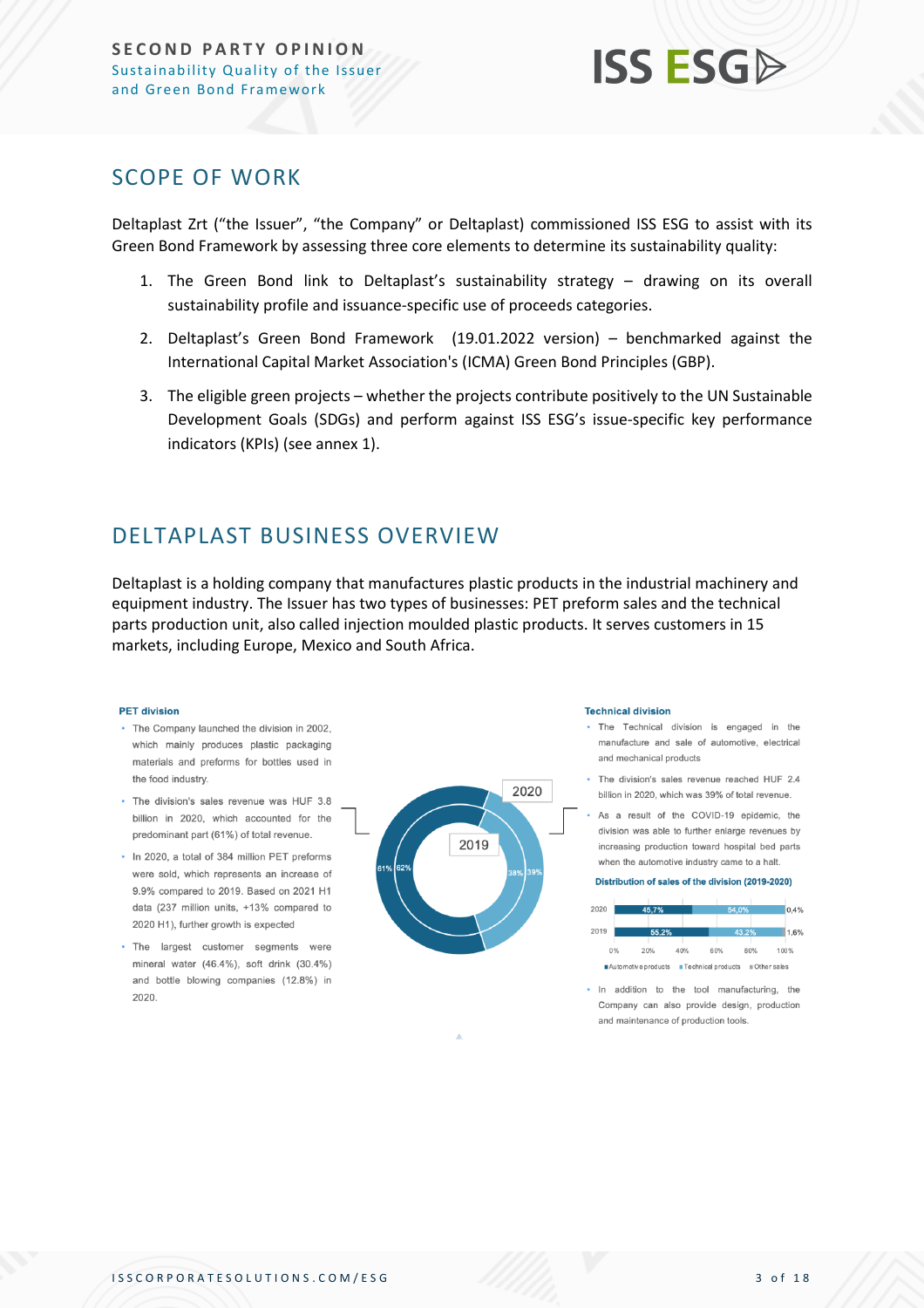## SCOPE OF WORK

Deltaplast Zrt ("the Issuer", "the Company" or Deltaplast) commissioned ISS ESG to assist with its Green Bond Framework by assessing three core elements to determine its sustainability quality:

1. The Green Bond link to Deltaplast's sustainability strategy – drawing on its overall sustainability profile and issuance-specific use of proceeds categories.
2. Deltaplast's Green Bond Framework (19.01.2022 version) – benchmarked against the International Capital Market Association's (ICMA) Green Bond Principles (GBP).
3. The eligible green projects – whether the projects contribute positively to the UN Sustainable Development Goals (SDGs) and perform against ISS ESG's issue-specific key performance indicators (KPIs) (see annex 1).

## DELTAPLAST BUSINESS OVERVIEW

Deltaplast is a holding company that manufactures plastic products in the industrial machinery and equipment industry. The Issuer has two types of businesses: PET preform sales and the technical parts production unit, also called injection moulded plastic products. It serves customers in 15 markets, including Europe, Mexico and South Africa.

**PET division**

- The Company launched the division in 2002, which mainly produces plastic packaging materials and preforms for bottles used in the food industry.
- The division's sales revenue was HUF 3.8 billion in 2020, which accounted for the predominant part (61%) of total revenue.
- In 2020, a total of 384 million PET preforms were sold, which represents an increase of 9.9% compared to 2019. Based on 2021 H1 data (237 million units, +13% compared to 2020 H1), further growth is expected
- The largest customer segments were mineral water (46.4%), soft drink (30.4%) and bottle blowing companies (12.8%) in 2020.

| | PET division | Technical division |
|---|---|---|
| 2019 | 62% | 38% |
| 2020 | 61% | 39% |

**Technical division**

- The Technical division is engaged in the manufacture and sale of automotive, electrical and mechanical products
- The division's sales revenue reached HUF 2.4 billion in 2020, which was 39% of total revenue.
- As a result of the COVID-19 epidemic, the division was able to further enlarge revenues by increasing production toward hospital bed parts when the automotive industry came to a halt.

**Distribution of sales of the division (2019-2020)**

| | Automotive products | Technical products | Other sales |
|---|---|---|---|
| 2020 | 45,7% | 54,0% | 0,4% |
| 2019 | 55,2% | 43,2% | 1,6% |

- In addition to the tool manufacturing, the Company can also provide design, production and maintenance of production tools.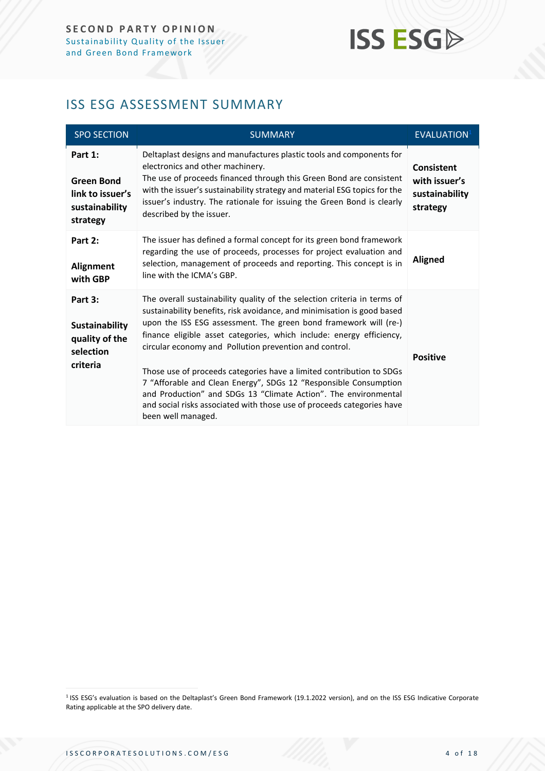## ISS ESG ASSESSMENT SUMMARY

| SPO SECTION | SUMMARY | EVALUATION[1] |
|---|---|---|
| **Part 1:** **Green Bond link to issuer's sustainability strategy** | Deltaplast designs and manufactures plastic tools and components for electronics and other machinery. The use of proceeds financed through this Green Bond are consistent with the issuer's sustainability strategy and material ESG topics for the issuer's industry. The rationale for issuing the Green Bond is clearly described by the issuer. | **Consistent with issuer's sustainability strategy** |
| **Part 2:** **Alignment with GBP** | The issuer has defined a formal concept for its green bond framework regarding the use of proceeds, processes for project evaluation and selection, management of proceeds and reporting. This concept is in line with the ICMA's GBP. | **Aligned** |
| **Part 3:** **Sustainability quality of the selection criteria** | The overall sustainability quality of the selection criteria in terms of sustainability benefits, risk avoidance, and minimisation is good based upon the ISS ESG assessment. The green bond framework will (re-) finance eligible asset categories, which include: energy efficiency, circular economy and Pollution prevention and control. <br><br> Those use of proceeds categories have a limited contribution to SDGs 7 "Afforable and Clean Energy", SDGs 12 "Responsible Consumption and Production" and SDGs 13 "Climate Action". The environmental and social risks associated with those use of proceeds categories have been well managed. | **Positive** |

[1] ISS ESG's evaluation is based on the Deltaplast's Green Bond Framework (19.1.2022 version), and on the ISS ESG Indicative Corporate Rating applicable at the SPO delivery date.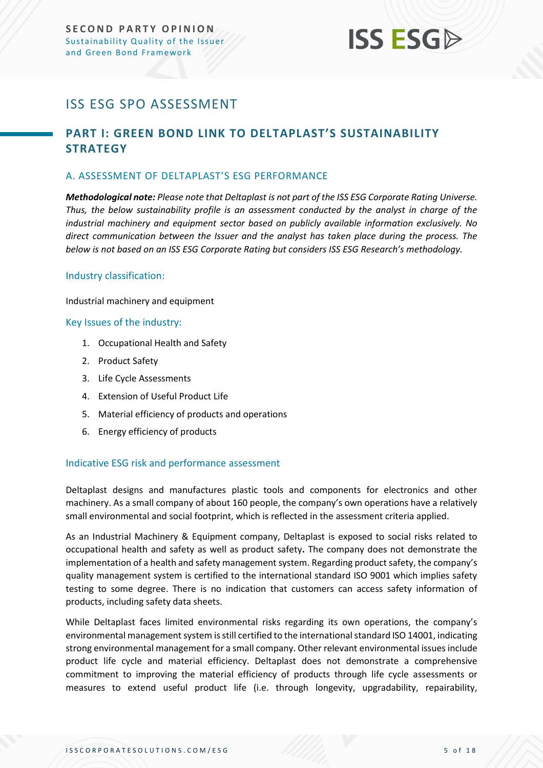# ISS ESG SPO ASSESSMENT

## PART I: GREEN BOND LINK TO DELTAPLAST'S SUSTAINABILITY STRATEGY

### A. ASSESSMENT OF DELTAPLAST'S ESG PERFORMANCE

***Methodological note:*** *Please note that Deltaplast is not part of the ISS ESG Corporate Rating Universe. Thus, the below sustainability profile is an assessment conducted by the analyst in charge of the industrial machinery and equipment sector based on publicly available information exclusively. No direct communication between the Issuer and the analyst has taken place during the process. The below is not based on an ISS ESG Corporate Rating but considers ISS ESG Research's methodology.*

#### Industry classification:

Industrial machinery and equipment

#### Key Issues of the industry:

1. Occupational Health and Safety
2. Product Safety
3. Life Cycle Assessments
4. Extension of Useful Product Life
5. Material efficiency of products and operations
6. Energy efficiency of products

#### Indicative ESG risk and performance assessment

Deltaplast designs and manufactures plastic tools and components for electronics and other machinery. As a small company of about 160 people, the company's own operations have a relatively small environmental and social footprint, which is reflected in the assessment criteria applied.

As an Industrial Machinery & Equipment company, Deltaplast is exposed to social risks related to occupational health and safety as well as product safety**.** The company does not demonstrate the implementation of a health and safety management system. Regarding product safety, the company's quality management system is certified to the international standard ISO 9001 which implies safety testing to some degree. There is no indication that customers can access safety information of products, including safety data sheets.

While Deltaplast faces limited environmental risks regarding its own operations, the company's environmental management system is still certified to the international standard ISO 14001, indicating strong environmental management for a small company. Other relevant environmental issues include product life cycle and material efficiency. Deltaplast does not demonstrate a comprehensive commitment to improving the material efficiency of products through life cycle assessments or measures to extend useful product life (i.e. through longevity, upgradability, repairability,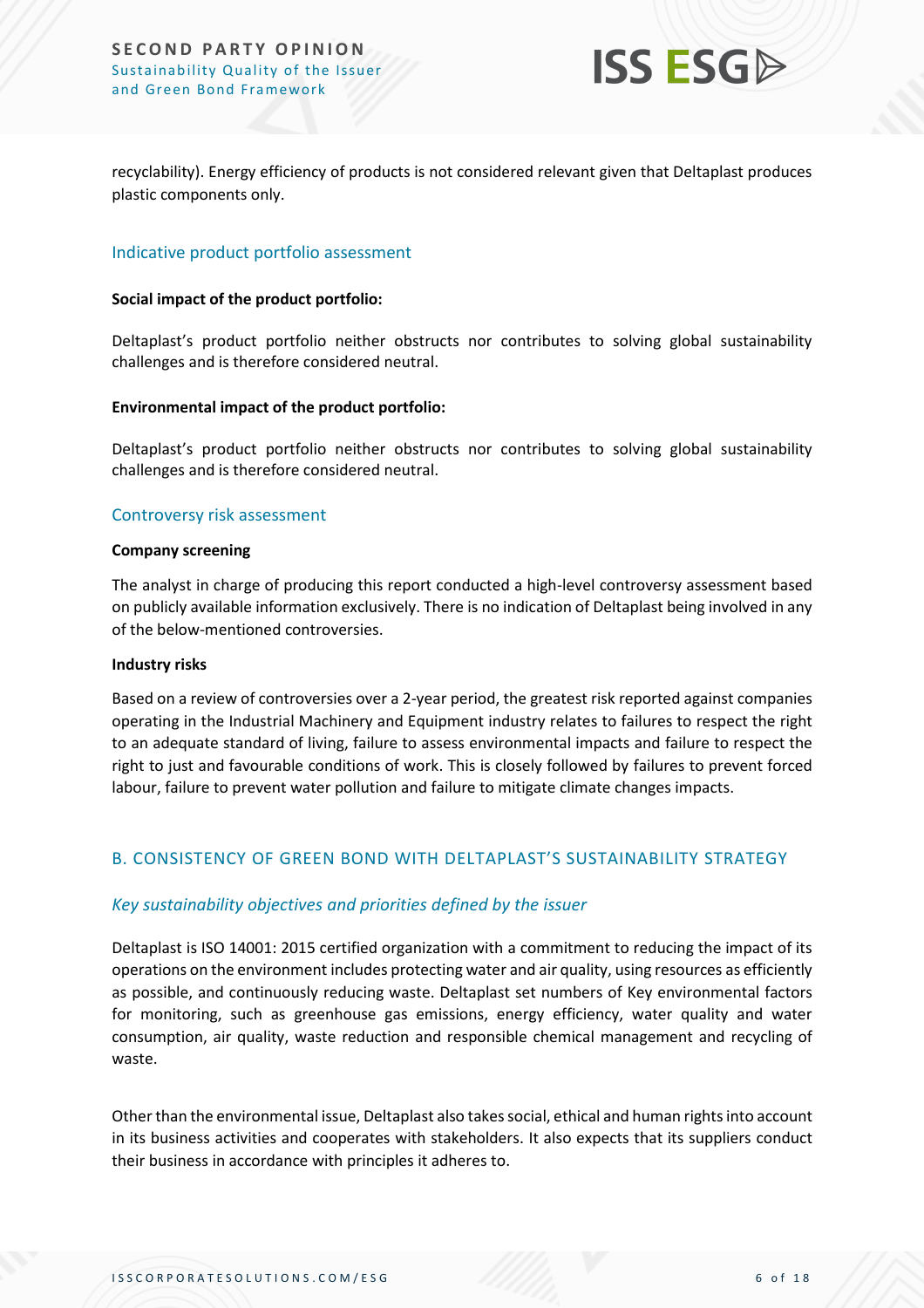recyclability). Energy efficiency of products is not considered relevant given that Deltaplast produces plastic components only.

### Indicative product portfolio assessment

**Social impact of the product portfolio:**

Deltaplast's product portfolio neither obstructs nor contributes to solving global sustainability challenges and is therefore considered neutral.

**Environmental impact of the product portfolio:**

Deltaplast's product portfolio neither obstructs nor contributes to solving global sustainability challenges and is therefore considered neutral.

### Controversy risk assessment

**Company screening**

The analyst in charge of producing this report conducted a high-level controversy assessment based on publicly available information exclusively. There is no indication of Deltaplast being involved in any of the below-mentioned controversies.

**Industry risks**

Based on a review of controversies over a 2-year period, the greatest risk reported against companies operating in the Industrial Machinery and Equipment industry relates to failures to respect the right to an adequate standard of living, failure to assess environmental impacts and failure to respect the right to just and favourable conditions of work. This is closely followed by failures to prevent forced labour, failure to prevent water pollution and failure to mitigate climate changes impacts.

## B. CONSISTENCY OF GREEN BOND WITH DELTAPLAST'S SUSTAINABILITY STRATEGY

### *Key sustainability objectives and priorities defined by the issuer*

Deltaplast is ISO 14001: 2015 certified organization with a commitment to reducing the impact of its operations on the environment includes protecting water and air quality, using resources as efficiently as possible, and continuously reducing waste. Deltaplast set numbers of Key environmental factors for monitoring, such as greenhouse gas emissions, energy efficiency, water quality and water consumption, air quality, waste reduction and responsible chemical management and recycling of waste.

Other than the environmental issue, Deltaplast also takes social, ethical and human rights into account in its business activities and cooperates with stakeholders. It also expects that its suppliers conduct their business in accordance with principles it adheres to.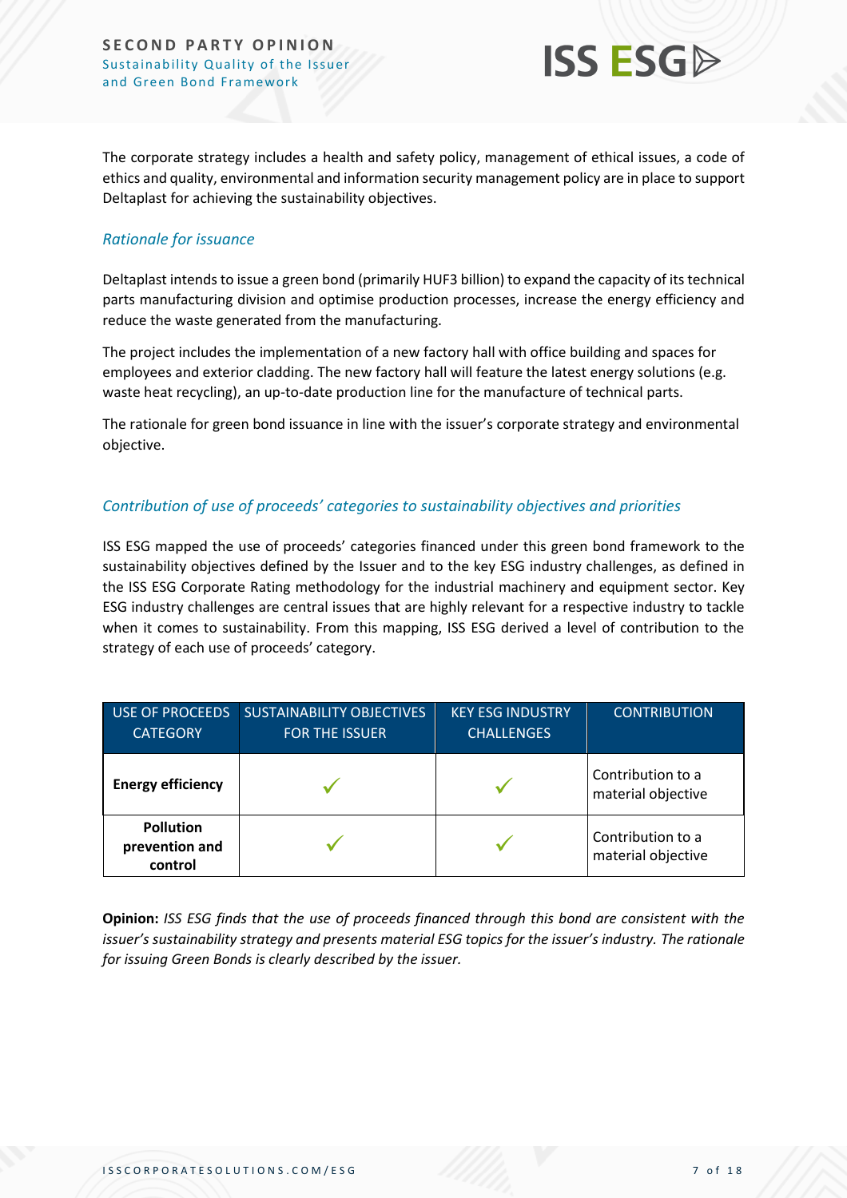The corporate strategy includes a health and safety policy, management of ethical issues, a code of ethics and quality, environmental and information security management policy are in place to support Deltaplast for achieving the sustainability objectives.

### *Rationale for issuance*

Deltaplast intends to issue a green bond (primarily HUF3 billion) to expand the capacity of its technical parts manufacturing division and optimise production processes, increase the energy efficiency and reduce the waste generated from the manufacturing.

The project includes the implementation of a new factory hall with office building and spaces for employees and exterior cladding. The new factory hall will feature the latest energy solutions (e.g. waste heat recycling), an up-to-date production line for the manufacture of technical parts.

The rationale for green bond issuance in line with the issuer's corporate strategy and environmental objective.

### *Contribution of use of proceeds' categories to sustainability objectives and priorities*

ISS ESG mapped the use of proceeds' categories financed under this green bond framework to the sustainability objectives defined by the Issuer and to the key ESG industry challenges, as defined in the ISS ESG Corporate Rating methodology for the industrial machinery and equipment sector. Key ESG industry challenges are central issues that are highly relevant for a respective industry to tackle when it comes to sustainability. From this mapping, ISS ESG derived a level of contribution to the strategy of each use of proceeds' category.

| USE OF PROCEEDS CATEGORY | SUSTAINABILITY OBJECTIVES FOR THE ISSUER | KEY ESG INDUSTRY CHALLENGES | CONTRIBUTION |
|---|---|---|---|
| **Energy efficiency** | ✓ | ✓ | Contribution to a material objective |
| **Pollution prevention and control** | ✓ | ✓ | Contribution to a material objective |

**Opinion:** *ISS ESG finds that the use of proceeds financed through this bond are consistent with the issuer's sustainability strategy and presents material ESG topics for the issuer's industry. The rationale for issuing Green Bonds is clearly described by the issuer.*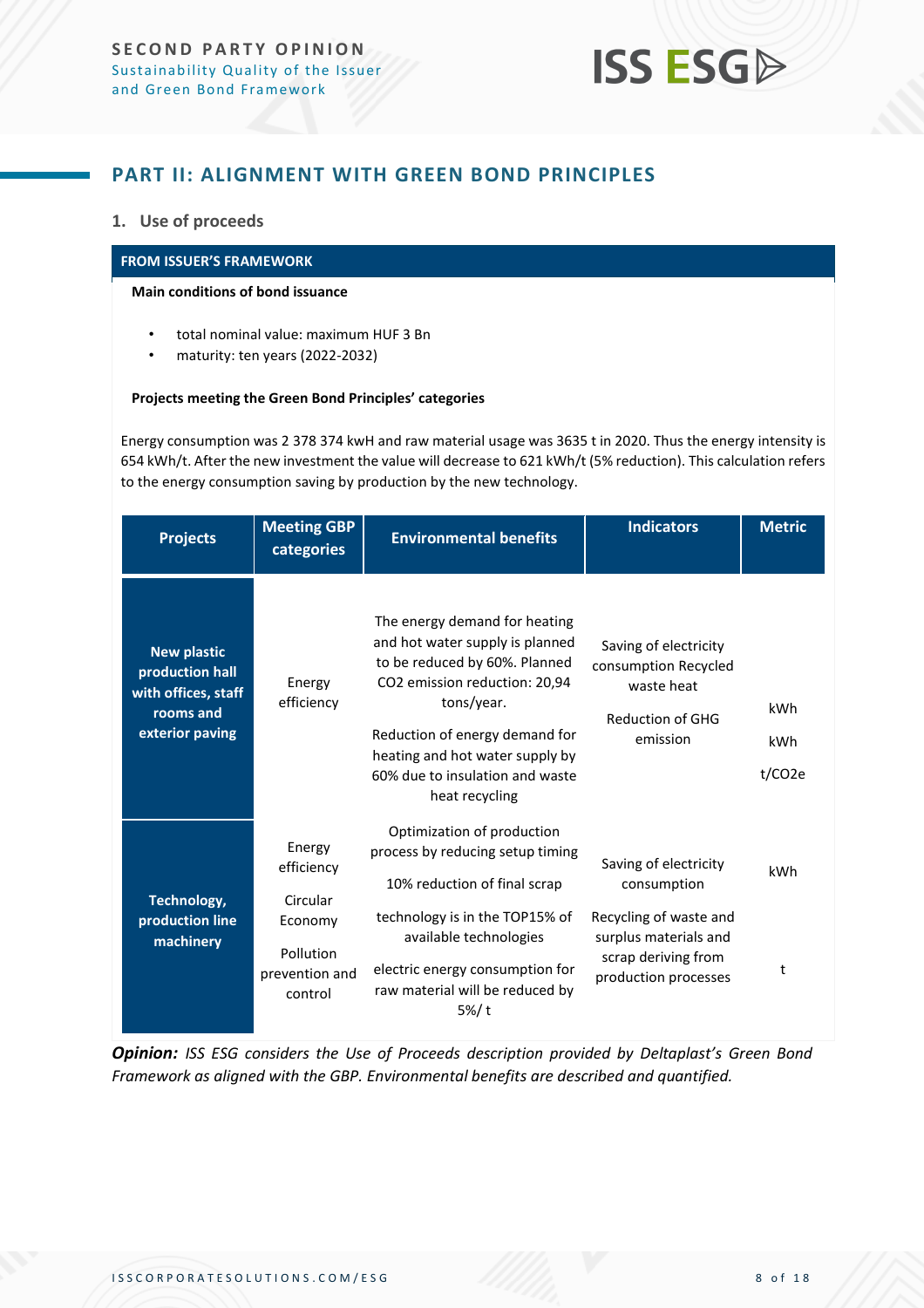## PART II: ALIGNMENT WITH GREEN BOND PRINCIPLES

### 1. Use of proceeds

**FROM ISSUER'S FRAMEWORK**

**Main conditions of bond issuance**

- total nominal value: maximum HUF 3 Bn
- maturity: ten years (2022-2032)

**Projects meeting the Green Bond Principles' categories**

Energy consumption was 2 378 374 kwH and raw material usage was 3635 t in 2020. Thus the energy intensity is 654 kWh/t. After the new investment the value will decrease to 621 kWh/t (5% reduction). This calculation refers to the energy consumption saving by production by the new technology.

| Projects | Meeting GBP categories | Environmental benefits | Indicators | Metric |
|---|---|---|---|---|
| **New plastic production hall with offices, staff rooms and exterior paving** | Energy efficiency | The energy demand for heating and hot water supply is planned to be reduced by 60%. Planned CO2 emission reduction: 20,94 tons/year.<br><br>Reduction of energy demand for heating and hot water supply by 60% due to insulation and waste heat recycling | Saving of electricity consumption Recycled waste heat<br><br>Reduction of GHG emission | kWh<br><br>kWh<br><br>t/CO2e |
| **Technology, production line machinery** | Energy efficiency<br><br>Circular Economy<br><br>Pollution prevention and control | Optimization of production process by reducing setup timing<br><br>10% reduction of final scrap<br><br>technology is in the TOP15% of available technologies<br><br>electric energy consumption for raw material will be reduced by 5%/ t | Saving of electricity consumption<br><br>Recycling of waste and surplus materials and scrap deriving from production processes | kWh<br><br>t |

***Opinion:*** *ISS ESG considers the Use of Proceeds description provided by Deltaplast's Green Bond Framework as aligned with the GBP. Environmental benefits are described and quantified.*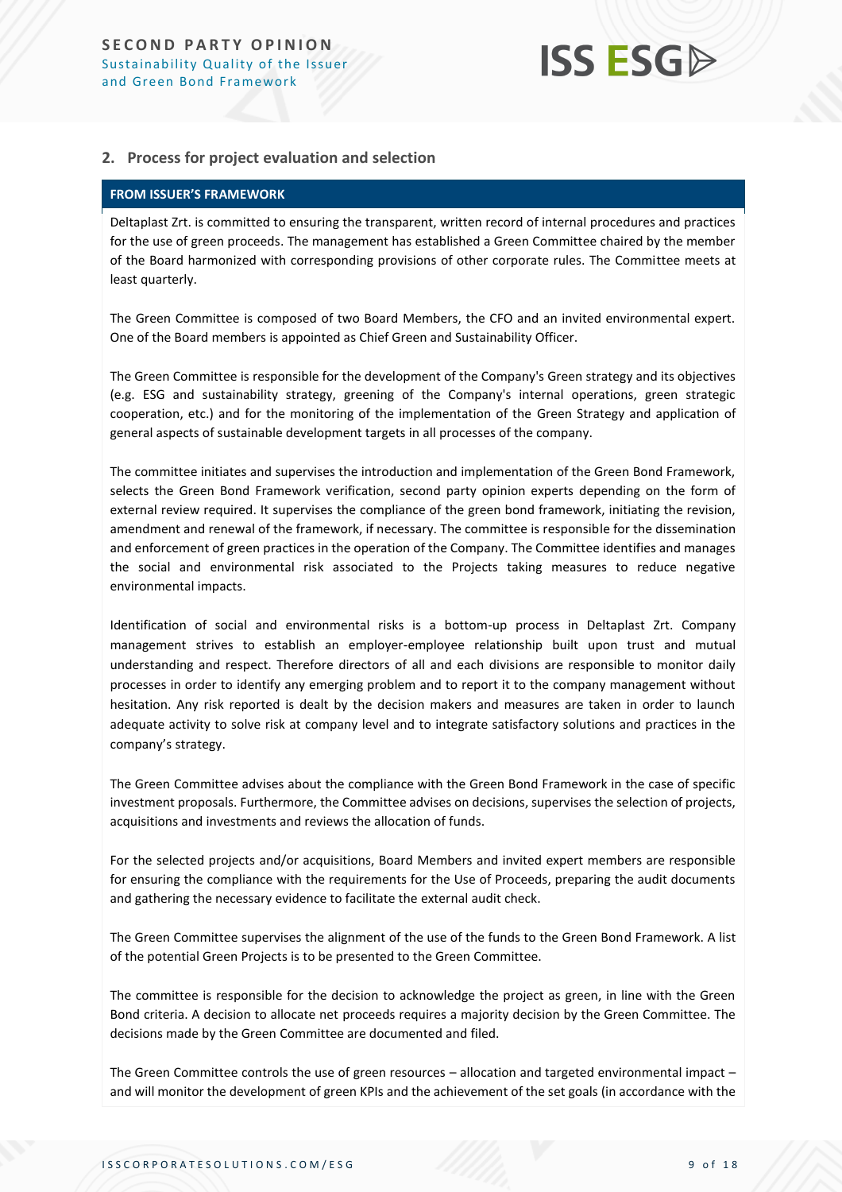## 2. Process for project evaluation and selection

**FROM ISSUER'S FRAMEWORK**

Deltaplast Zrt. is committed to ensuring the transparent, written record of internal procedures and practices for the use of green proceeds. The management has established a Green Committee chaired by the member of the Board harmonized with corresponding provisions of other corporate rules. The Committee meets at least quarterly.

The Green Committee is composed of two Board Members, the CFO and an invited environmental expert. One of the Board members is appointed as Chief Green and Sustainability Officer.

The Green Committee is responsible for the development of the Company's Green strategy and its objectives (e.g. ESG and sustainability strategy, greening of the Company's internal operations, green strategic cooperation, etc.) and for the monitoring of the implementation of the Green Strategy and application of general aspects of sustainable development targets in all processes of the company.

The committee initiates and supervises the introduction and implementation of the Green Bond Framework, selects the Green Bond Framework verification, second party opinion experts depending on the form of external review required. It supervises the compliance of the green bond framework, initiating the revision, amendment and renewal of the framework, if necessary. The committee is responsible for the dissemination and enforcement of green practices in the operation of the Company. The Committee identifies and manages the social and environmental risk associated to the Projects taking measures to reduce negative environmental impacts.

Identification of social and environmental risks is a bottom-up process in Deltaplast Zrt. Company management strives to establish an employer-employee relationship built upon trust and mutual understanding and respect. Therefore directors of all and each divisions are responsible to monitor daily processes in order to identify any emerging problem and to report it to the company management without hesitation. Any risk reported is dealt by the decision makers and measures are taken in order to launch adequate activity to solve risk at company level and to integrate satisfactory solutions and practices in the company's strategy.

The Green Committee advises about the compliance with the Green Bond Framework in the case of specific investment proposals. Furthermore, the Committee advises on decisions, supervises the selection of projects, acquisitions and investments and reviews the allocation of funds.

For the selected projects and/or acquisitions, Board Members and invited expert members are responsible for ensuring the compliance with the requirements for the Use of Proceeds, preparing the audit documents and gathering the necessary evidence to facilitate the external audit check.

The Green Committee supervises the alignment of the use of the funds to the Green Bond Framework. A list of the potential Green Projects is to be presented to the Green Committee.

The committee is responsible for the decision to acknowledge the project as green, in line with the Green Bond criteria. A decision to allocate net proceeds requires a majority decision by the Green Committee. The decisions made by the Green Committee are documented and filed.

The Green Committee controls the use of green resources – allocation and targeted environmental impact – and will monitor the development of green KPIs and the achievement of the set goals (in accordance with the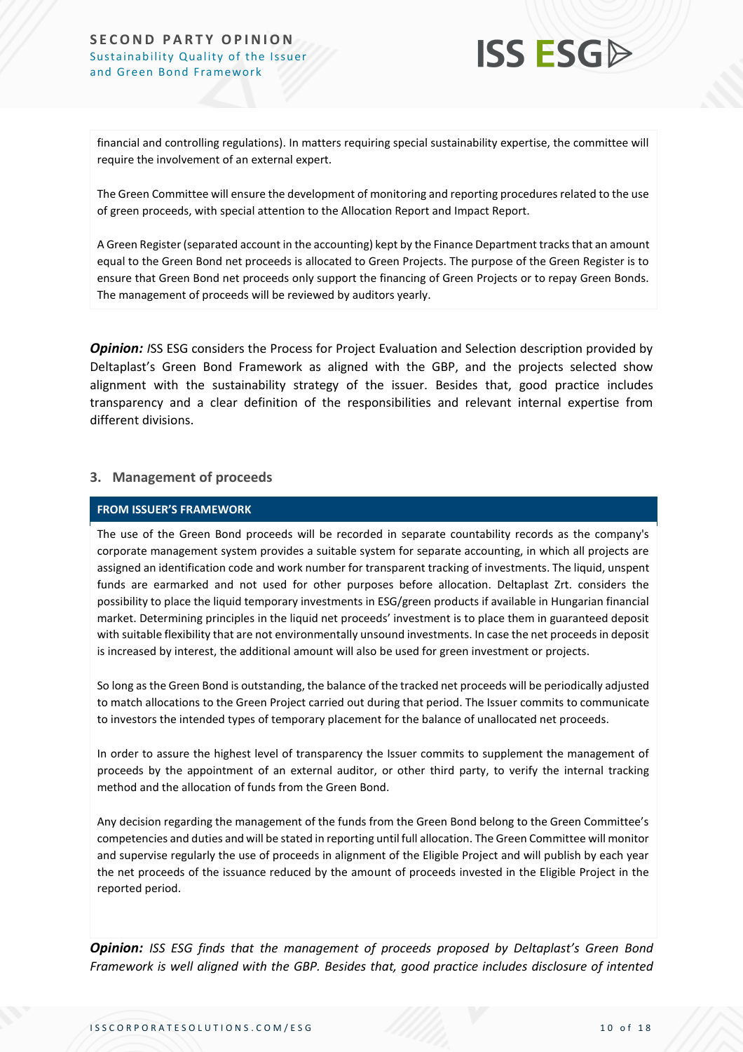financial and controlling regulations). In matters requiring special sustainability expertise, the committee will require the involvement of an external expert.

The Green Committee will ensure the development of monitoring and reporting procedures related to the use of green proceeds, with special attention to the Allocation Report and Impact Report.

A Green Register (separated account in the accounting) kept by the Finance Department tracks that an amount equal to the Green Bond net proceeds is allocated to Green Projects. The purpose of the Green Register is to ensure that Green Bond net proceeds only support the financing of Green Projects or to repay Green Bonds. The management of proceeds will be reviewed by auditors yearly.

***Opinion:*** ISS ESG considers the Process for Project Evaluation and Selection description provided by Deltaplast's Green Bond Framework as aligned with the GBP, and the projects selected show alignment with the sustainability strategy of the issuer. Besides that, good practice includes transparency and a clear definition of the responsibilities and relevant internal expertise from different divisions.

### 3. Management of proceeds

**FROM ISSUER'S FRAMEWORK**

The use of the Green Bond proceeds will be recorded in separate countability records as the company's corporate management system provides a suitable system for separate accounting, in which all projects are assigned an identification code and work number for transparent tracking of investments. The liquid, unspent funds are earmarked and not used for other purposes before allocation. Deltaplast Zrt. considers the possibility to place the liquid temporary investments in ESG/green products if available in Hungarian financial market. Determining principles in the liquid net proceeds' investment is to place them in guaranteed deposit with suitable flexibility that are not environmentally unsound investments. In case the net proceeds in deposit is increased by interest, the additional amount will also be used for green investment or projects.

So long as the Green Bond is outstanding, the balance of the tracked net proceeds will be periodically adjusted to match allocations to the Green Project carried out during that period. The Issuer commits to communicate to investors the intended types of temporary placement for the balance of unallocated net proceeds.

In order to assure the highest level of transparency the Issuer commits to supplement the management of proceeds by the appointment of an external auditor, or other third party, to verify the internal tracking method and the allocation of funds from the Green Bond.

Any decision regarding the management of the funds from the Green Bond belong to the Green Committee's competencies and duties and will be stated in reporting until full allocation. The Green Committee will monitor and supervise regularly the use of proceeds in alignment of the Eligible Project and will publish by each year the net proceeds of the issuance reduced by the amount of proceeds invested in the Eligible Project in the reported period.

***Opinion:*** *ISS ESG finds that the management of proceeds proposed by Deltaplast's Green Bond Framework is well aligned with the GBP. Besides that, good practice includes disclosure of intented*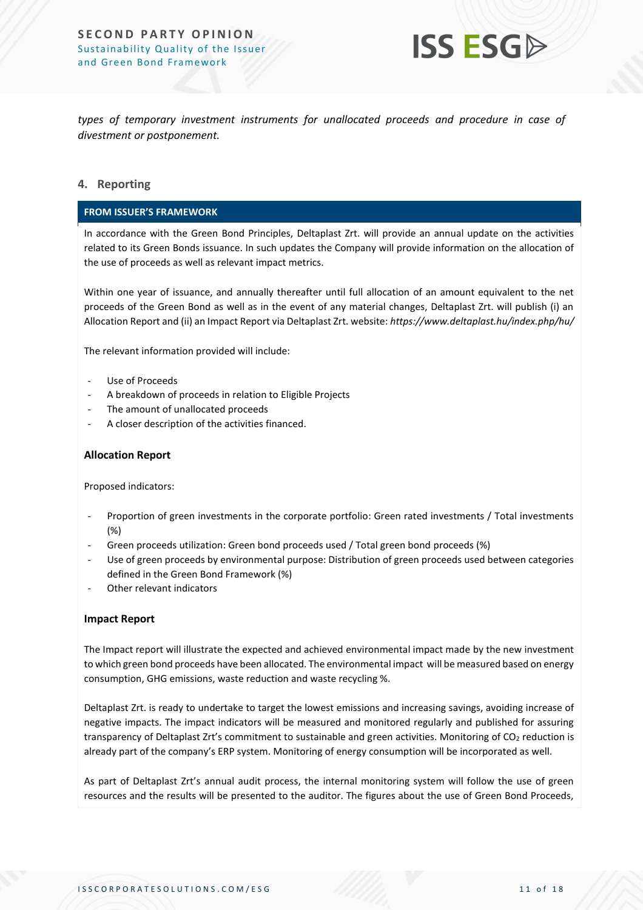*types of temporary investment instruments for unallocated proceeds and procedure in case of divestment or postponement.*

## 4. Reporting

**FROM ISSUER'S FRAMEWORK**

In accordance with the Green Bond Principles, Deltaplast Zrt. will provide an annual update on the activities related to its Green Bonds issuance. In such updates the Company will provide information on the allocation of the use of proceeds as well as relevant impact metrics.

Within one year of issuance, and annually thereafter until full allocation of an amount equivalent to the net proceeds of the Green Bond as well as in the event of any material changes, Deltaplast Zrt. will publish (i) an Allocation Report and (ii) an Impact Report via Deltaplast Zrt. website: *https://www.deltaplast.hu/index.php/hu/*

The relevant information provided will include:

- Use of Proceeds
- A breakdown of proceeds in relation to Eligible Projects
- The amount of unallocated proceeds
- A closer description of the activities financed.

### Allocation Report

Proposed indicators:

- Proportion of green investments in the corporate portfolio: Green rated investments / Total investments (%)
- Green proceeds utilization: Green bond proceeds used / Total green bond proceeds (%)
- Use of green proceeds by environmental purpose: Distribution of green proceeds used between categories defined in the Green Bond Framework (%)
- Other relevant indicators

### Impact Report

The Impact report will illustrate the expected and achieved environmental impact made by the new investment to which green bond proceeds have been allocated. The environmental impact will be measured based on energy consumption, GHG emissions, waste reduction and waste recycling %.

Deltaplast Zrt. is ready to undertake to target the lowest emissions and increasing savings, avoiding increase of negative impacts. The impact indicators will be measured and monitored regularly and published for assuring transparency of Deltaplast Zrt's commitment to sustainable and green activities. Monitoring of $CO_2$ reduction is already part of the company's ERP system. Monitoring of energy consumption will be incorporated as well.

As part of Deltaplast Zrt's annual audit process, the internal monitoring system will follow the use of green resources and the results will be presented to the auditor. The figures about the use of Green Bond Proceeds,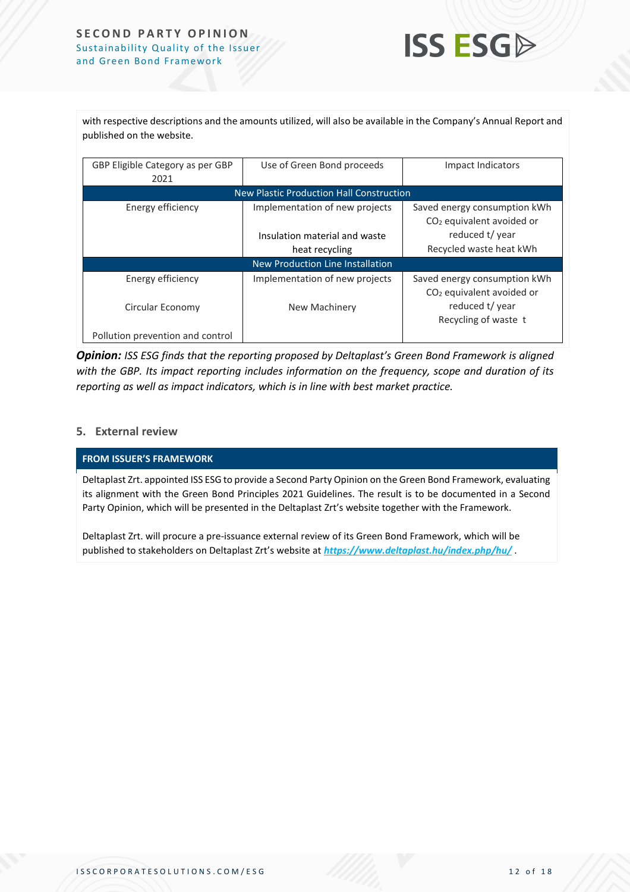with respective descriptions and the amounts utilized, will also be available in the Company's Annual Report and published on the website.

| GBP Eligible Category as per GBP 2021 | Use of Green Bond proceeds | Impact Indicators |
|---|---|---|
| New Plastic Production Hall Construction | | |
| Energy efficiency | Implementation of new projects<br><br>Insulation material and waste heat recycling | Saved energy consumption kWh<br>$CO_2$ equivalent avoided or reduced t/ year<br>Recycled waste heat kWh |
| New Production Line Installation | | |
| Energy efficiency<br><br>Circular Economy<br><br>Pollution prevention and control | Implementation of new projects<br><br>New Machinery | Saved energy consumption kWh<br>$CO_2$ equivalent avoided or reduced t/ year<br>Recycling of waste t |

***Opinion:*** *ISS ESG finds that the reporting proposed by Deltaplast's Green Bond Framework is aligned with the GBP. Its impact reporting includes information on the frequency, scope and duration of its reporting as well as impact indicators, which is in line with best market practice.*

## 5. External review

**FROM ISSUER'S FRAMEWORK**

Deltaplast Zrt. appointed ISS ESG to provide a Second Party Opinion on the Green Bond Framework, evaluating its alignment with the Green Bond Principles 2021 Guidelines. The result is to be documented in a Second Party Opinion, which will be presented in the Deltaplast Zrt's website together with the Framework.

Deltaplast Zrt. will procure a pre-issuance external review of its Green Bond Framework, which will be published to stakeholders on Deltaplast Zrt's website at ***https://www.deltaplast.hu/index.php/hu/*** .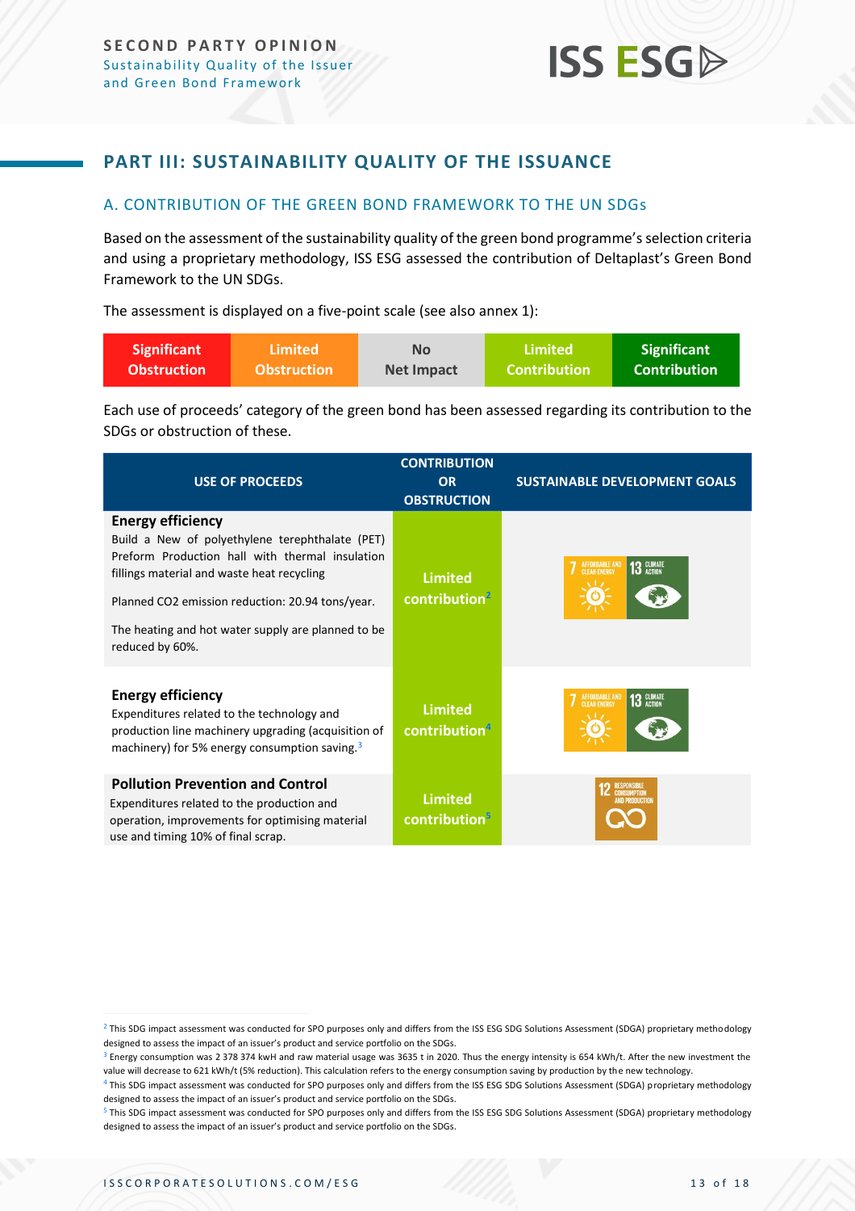## PART III: SUSTAINABILITY QUALITY OF THE ISSUANCE

### A. CONTRIBUTION OF THE GREEN BOND FRAMEWORK TO THE UN SDGs

Based on the assessment of the sustainability quality of the green bond programme's selection criteria and using a proprietary methodology, ISS ESG assessed the contribution of Deltaplast's Green Bond Framework to the UN SDGs.

The assessment is displayed on a five-point scale (see also annex 1):

| Significant Obstruction | Limited Obstruction | No Net Impact | Limited Contribution | Significant Contribution |
|---|---|---|---|---|

Each use of proceeds' category of the green bond has been assessed regarding its contribution to the SDGs or obstruction of these.

| USE OF PROCEEDS | CONTRIBUTION OR OBSTRUCTION | SUSTAINABLE DEVELOPMENT GOALS |
|---|---|---|
| **Energy efficiency**<br>Build a New of polyethylene terephthalate (PET) Preform Production hall with thermal insulation fillings material and waste heat recycling<br><br>Planned CO2 emission reduction: 20.94 tons/year.<br><br>The heating and hot water supply are planned to be reduced by 60%. | Limited contribution[2] | 7 Affordable and Clean Energy<br>13 Climate Action |
| **Energy efficiency**<br>Expenditures related to the technology and production line machinery upgrading (acquisition of machinery) for 5% energy consumption saving.[3] | Limited contribution[4] | 7 Affordable and Clean Energy<br>13 Climate Action |
| **Pollution Prevention and Control**<br>Expenditures related to the production and operation, improvements for optimising material use and timing 10% of final scrap. | Limited contribution[5] | 12 Responsible Consumption and Production |

[2] This SDG impact assessment was conducted for SPO purposes only and differs from the ISS ESG SDG Solutions Assessment (SDGA) proprietary methodology designed to assess the impact of an issuer's product and service portfolio on the SDGs.

[3] Energy consumption was 2 378 374 kwH and raw material usage was 3635 t in 2020. Thus the energy intensity is 654 kWh/t. After the new investment the value will decrease to 621 kWh/t (5% reduction). This calculation refers to the energy consumption saving by production by the new technology.

[4] This SDG impact assessment was conducted for SPO purposes only and differs from the ISS ESG SDG Solutions Assessment (SDGA) proprietary methodology designed to assess the impact of an issuer's product and service portfolio on the SDGs.

[5] This SDG impact assessment was conducted for SPO purposes only and differs from the ISS ESG SDG Solutions Assessment (SDGA) proprietary methodology designed to assess the impact of an issuer's product and service portfolio on the SDGs.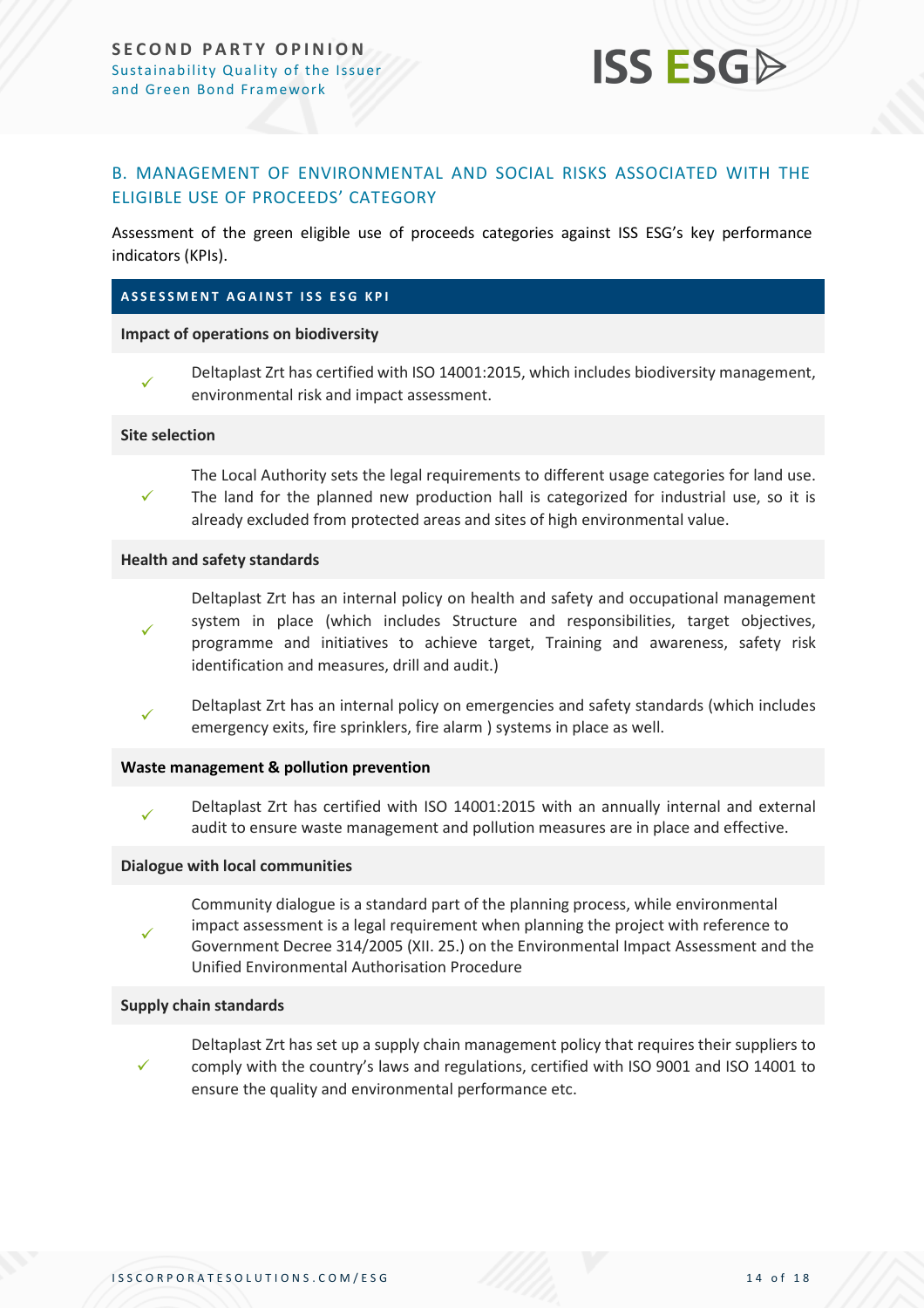## B. MANAGEMENT OF ENVIRONMENTAL AND SOCIAL RISKS ASSOCIATED WITH THE ELIGIBLE USE OF PROCEEDS' CATEGORY

Assessment of the green eligible use of proceeds categories against ISS ESG's key performance indicators (KPIs).

| ASSESSMENT AGAINST ISS ESG KPI | |
|---|---|
| **Impact of operations on biodiversity** | |
| ✓ | Deltaplast Zrt has certified with ISO 14001:2015, which includes biodiversity management, environmental risk and impact assessment. |
| **Site selection** | |
| ✓ | The Local Authority sets the legal requirements to different usage categories for land use. The land for the planned new production hall is categorized for industrial use, so it is already excluded from protected areas and sites of high environmental value. |
| **Health and safety standards** | |
| ✓ | Deltaplast Zrt has an internal policy on health and safety and occupational management system in place (which includes Structure and responsibilities, target objectives, programme and initiatives to achieve target, Training and awareness, safety risk identification and measures, drill and audit.) |
| ✓ | Deltaplast Zrt has an internal policy on emergencies and safety standards (which includes emergency exits, fire sprinklers, fire alarm ) systems in place as well. |
| **Waste management & pollution prevention** | |
| ✓ | Deltaplast Zrt has certified with ISO 14001:2015 with an annually internal and external audit to ensure waste management and pollution measures are in place and effective. |
| **Dialogue with local communities** | |
| ✓ | Community dialogue is a standard part of the planning process, while environmental impact assessment is a legal requirement when planning the project with reference to Government Decree 314/2005 (XII. 25.) on the Environmental Impact Assessment and the Unified Environmental Authorisation Procedure |
| **Supply chain standards** | |
| ✓ | Deltaplast Zrt has set up a supply chain management policy that requires their suppliers to comply with the country's laws and regulations, certified with ISO 9001 and ISO 14001 to ensure the quality and environmental performance etc. |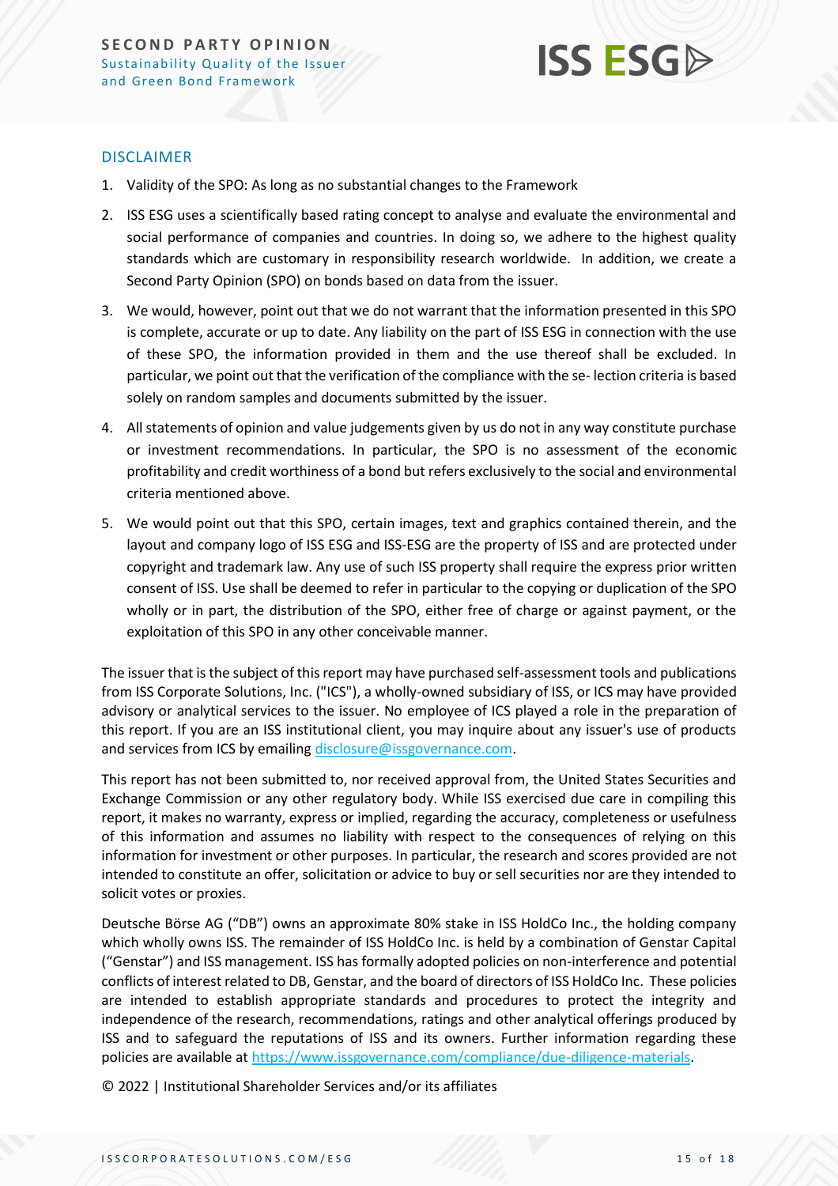## DISCLAIMER

1. Validity of the SPO: As long as no substantial changes to the Framework
2. ISS ESG uses a scientifically based rating concept to analyse and evaluate the environmental and social performance of companies and countries. In doing so, we adhere to the highest quality standards which are customary in responsibility research worldwide. In addition, we create a Second Party Opinion (SPO) on bonds based on data from the issuer.
3. We would, however, point out that we do not warrant that the information presented in this SPO is complete, accurate or up to date. Any liability on the part of ISS ESG in connection with the use of these SPO, the information provided in them and the use thereof shall be excluded. In particular, we point out that the verification of the compliance with the se- lection criteria is based solely on random samples and documents submitted by the issuer.
4. All statements of opinion and value judgements given by us do not in any way constitute purchase or investment recommendations. In particular, the SPO is no assessment of the economic profitability and credit worthiness of a bond but refers exclusively to the social and environmental criteria mentioned above.
5. We would point out that this SPO, certain images, text and graphics contained therein, and the layout and company logo of ISS ESG and ISS-ESG are the property of ISS and are protected under copyright and trademark law. Any use of such ISS property shall require the express prior written consent of ISS. Use shall be deemed to refer in particular to the copying or duplication of the SPO wholly or in part, the distribution of the SPO, either free of charge or against payment, or the exploitation of this SPO in any other conceivable manner.

The issuer that is the subject of this report may have purchased self-assessment tools and publications from ISS Corporate Solutions, Inc. ("ICS"), a wholly-owned subsidiary of ISS, or ICS may have provided advisory or analytical services to the issuer. No employee of ICS played a role in the preparation of this report. If you are an ISS institutional client, you may inquire about any issuer's use of products and services from ICS by emailing disclosure@issgovernance.com.

This report has not been submitted to, nor received approval from, the United States Securities and Exchange Commission or any other regulatory body. While ISS exercised due care in compiling this report, it makes no warranty, express or implied, regarding the accuracy, completeness or usefulness of this information and assumes no liability with respect to the consequences of relying on this information for investment or other purposes. In particular, the research and scores provided are not intended to constitute an offer, solicitation or advice to buy or sell securities nor are they intended to solicit votes or proxies.

Deutsche Börse AG ("DB") owns an approximate 80% stake in ISS HoldCo Inc., the holding company which wholly owns ISS. The remainder of ISS HoldCo Inc. is held by a combination of Genstar Capital ("Genstar") and ISS management. ISS has formally adopted policies on non-interference and potential conflicts of interest related to DB, Genstar, and the board of directors of ISS HoldCo Inc. These policies are intended to establish appropriate standards and procedures to protect the integrity and independence of the research, recommendations, ratings and other analytical offerings produced by ISS and to safeguard the reputations of ISS and its owners. Further information regarding these policies are available at https://www.issgovernance.com/compliance/due-diligence-materials.

© 2022 | Institutional Shareholder Services and/or its affiliates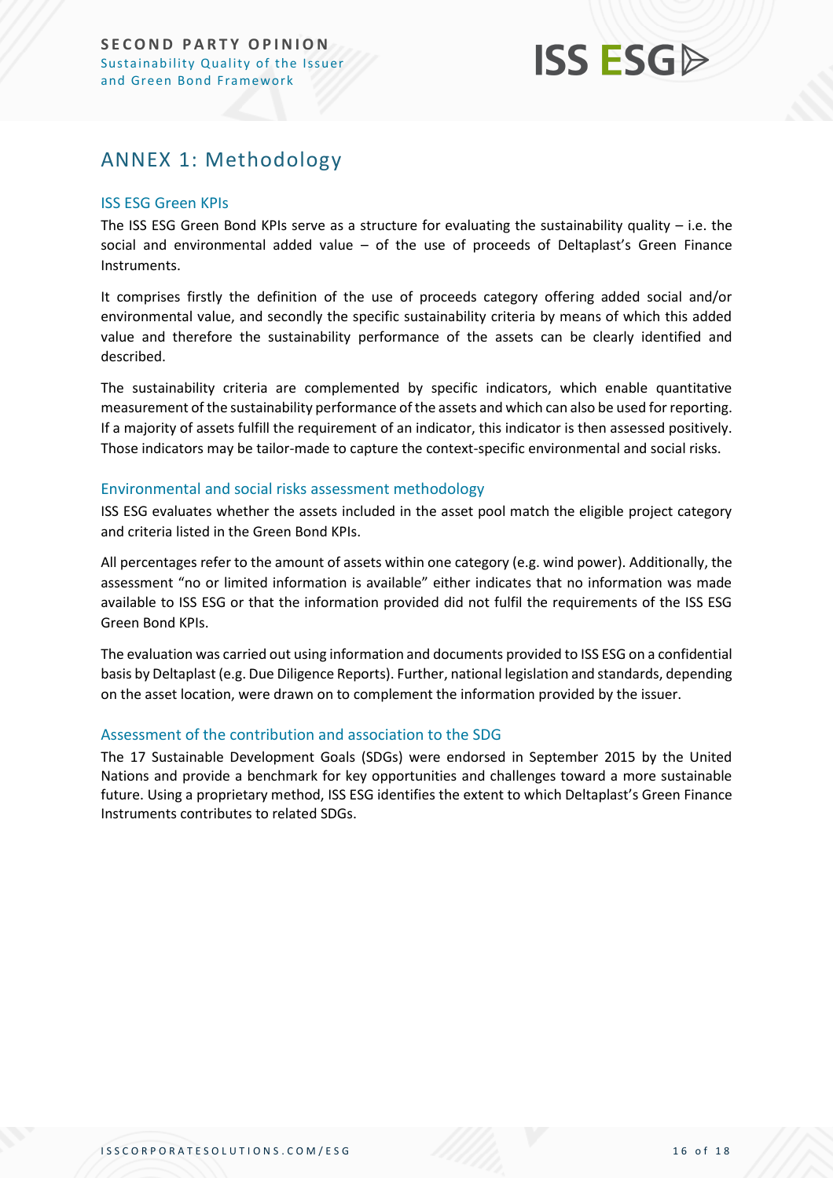# ANNEX 1: Methodology

## ISS ESG Green KPIs

The ISS ESG Green Bond KPIs serve as a structure for evaluating the sustainability quality – i.e. the social and environmental added value – of the use of proceeds of Deltaplast's Green Finance Instruments.

It comprises firstly the definition of the use of proceeds category offering added social and/or environmental value, and secondly the specific sustainability criteria by means of which this added value and therefore the sustainability performance of the assets can be clearly identified and described.

The sustainability criteria are complemented by specific indicators, which enable quantitative measurement of the sustainability performance of the assets and which can also be used for reporting. If a majority of assets fulfill the requirement of an indicator, this indicator is then assessed positively. Those indicators may be tailor-made to capture the context-specific environmental and social risks.

## Environmental and social risks assessment methodology

ISS ESG evaluates whether the assets included in the asset pool match the eligible project category and criteria listed in the Green Bond KPIs.

All percentages refer to the amount of assets within one category (e.g. wind power). Additionally, the assessment "no or limited information is available" either indicates that no information was made available to ISS ESG or that the information provided did not fulfil the requirements of the ISS ESG Green Bond KPIs.

The evaluation was carried out using information and documents provided to ISS ESG on a confidential basis by Deltaplast (e.g. Due Diligence Reports). Further, national legislation and standards, depending on the asset location, were drawn on to complement the information provided by the issuer.

## Assessment of the contribution and association to the SDG

The 17 Sustainable Development Goals (SDGs) were endorsed in September 2015 by the United Nations and provide a benchmark for key opportunities and challenges toward a more sustainable future. Using a proprietary method, ISS ESG identifies the extent to which Deltaplast's Green Finance Instruments contributes to related SDGs.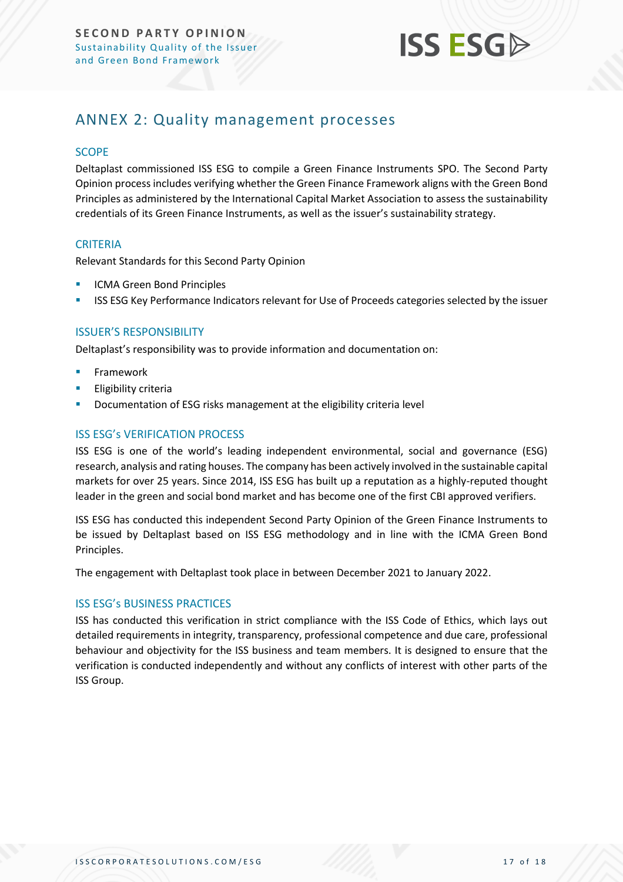## ANNEX 2: Quality management processes

### SCOPE

Deltaplast commissioned ISS ESG to compile a Green Finance Instruments SPO. The Second Party Opinion process includes verifying whether the Green Finance Framework aligns with the Green Bond Principles as administered by the International Capital Market Association to assess the sustainability credentials of its Green Finance Instruments, as well as the issuer's sustainability strategy.

### CRITERIA

Relevant Standards for this Second Party Opinion

- ICMA Green Bond Principles
- ISS ESG Key Performance Indicators relevant for Use of Proceeds categories selected by the issuer

### ISSUER'S RESPONSIBILITY

Deltaplast's responsibility was to provide information and documentation on:

- Framework
- Eligibility criteria
- Documentation of ESG risks management at the eligibility criteria level

### ISS ESG's VERIFICATION PROCESS

ISS ESG is one of the world's leading independent environmental, social and governance (ESG) research, analysis and rating houses. The company has been actively involved in the sustainable capital markets for over 25 years. Since 2014, ISS ESG has built up a reputation as a highly-reputed thought leader in the green and social bond market and has become one of the first CBI approved verifiers.

ISS ESG has conducted this independent Second Party Opinion of the Green Finance Instruments to be issued by Deltaplast based on ISS ESG methodology and in line with the ICMA Green Bond Principles.

The engagement with Deltaplast took place in between December 2021 to January 2022.

### ISS ESG's BUSINESS PRACTICES

ISS has conducted this verification in strict compliance with the ISS Code of Ethics, which lays out detailed requirements in integrity, transparency, professional competence and due care, professional behaviour and objectivity for the ISS business and team members. It is designed to ensure that the verification is conducted independently and without any conflicts of interest with other parts of the ISS Group.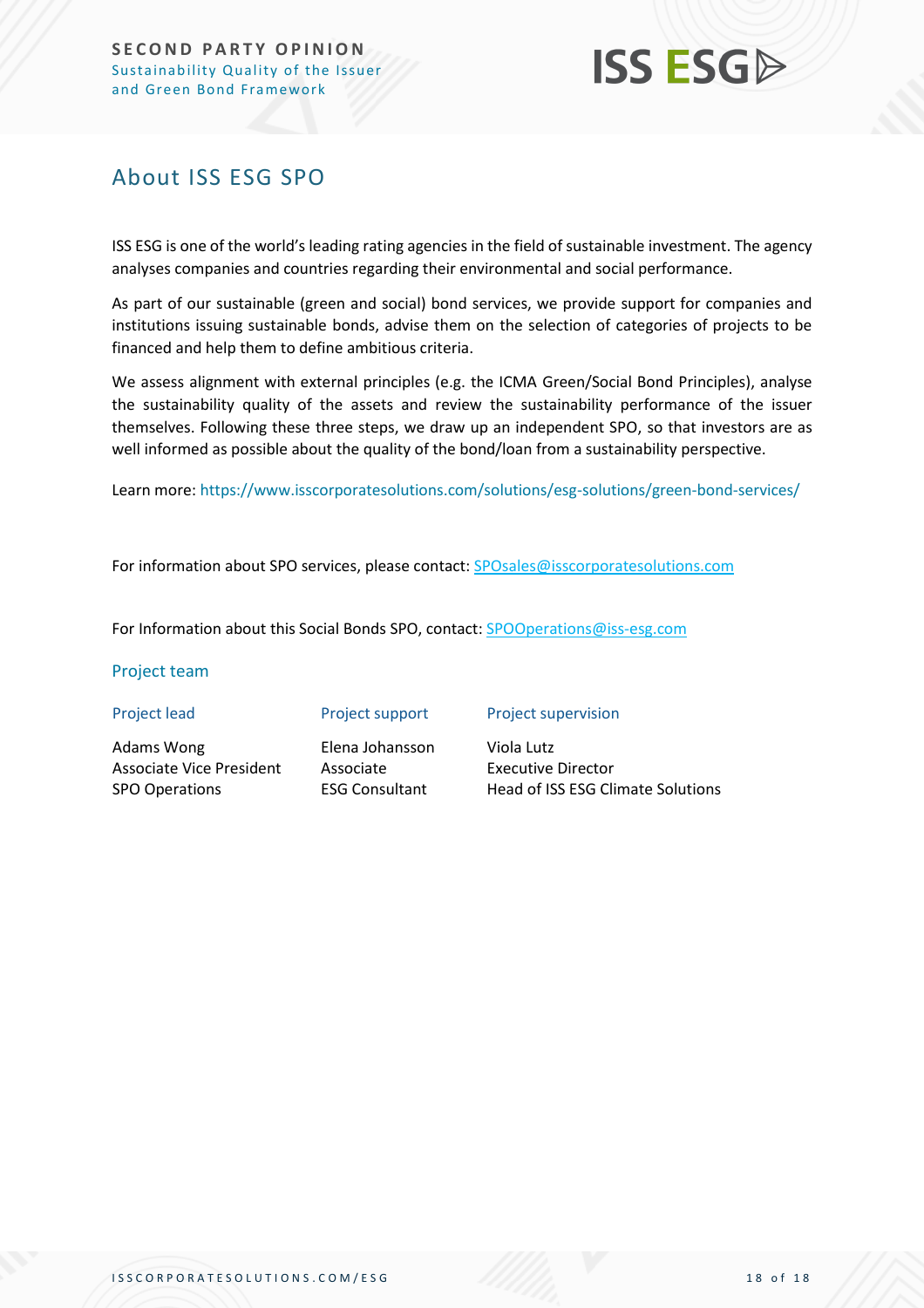## About ISS ESG SPO

ISS ESG is one of the world's leading rating agencies in the field of sustainable investment. The agency analyses companies and countries regarding their environmental and social performance.

As part of our sustainable (green and social) bond services, we provide support for companies and institutions issuing sustainable bonds, advise them on the selection of categories of projects to be financed and help them to define ambitious criteria.

We assess alignment with external principles (e.g. the ICMA Green/Social Bond Principles), analyse the sustainability quality of the assets and review the sustainability performance of the issuer themselves. Following these three steps, we draw up an independent SPO, so that investors are as well informed as possible about the quality of the bond/loan from a sustainability perspective.

Learn more: https://www.isscorporatesolutions.com/solutions/esg-solutions/green-bond-services/

For information about SPO services, please contact: SPOsales@isscorporatesolutions.com

For Information about this Social Bonds SPO, contact: SPOOperations@iss-esg.com

### Project team

| Project lead | Project support | Project supervision |
|---|---|---|
| Adams Wong<br>Associate Vice President<br>SPO Operations | Elena Johansson<br>Associate<br>ESG Consultant | Viola Lutz<br>Executive Director<br>Head of ISS ESG Climate Solutions |